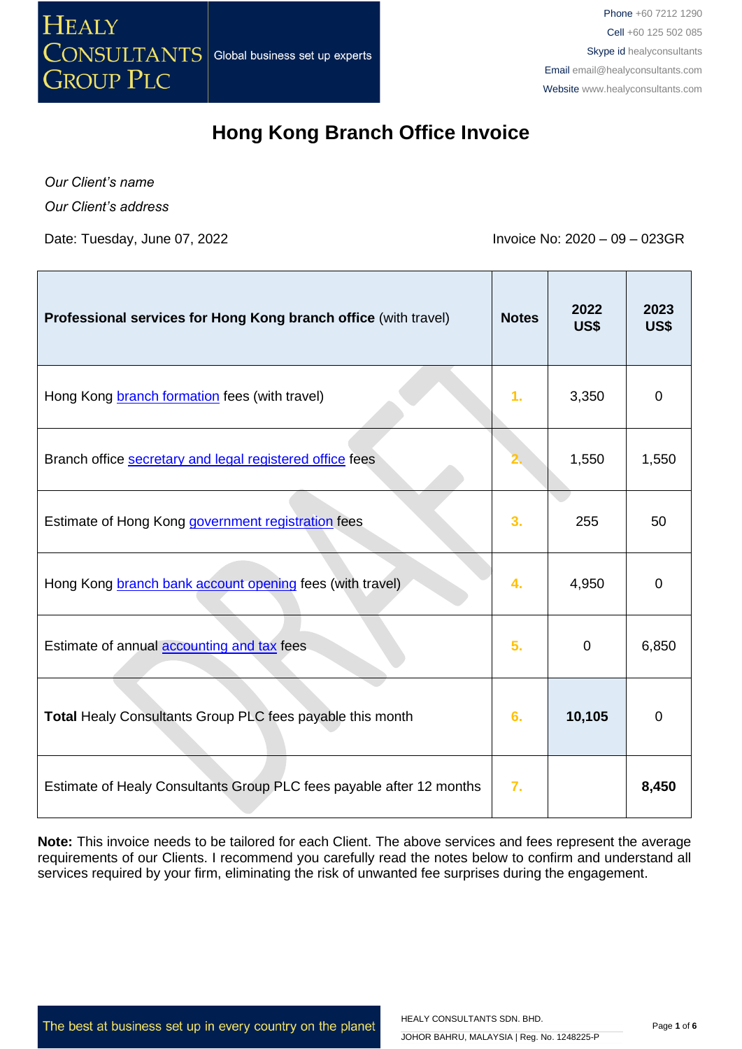# Hong Kong Branch Office Invoice

*Our Client's name*

*Our Client's address*

Date: Tuesday, June 07, 2022

Invoice No: 2020 – 09 – 023GR

| **Professional services for Hong Kong branch office** (with travel) | **Notes** | **2022 US$** | **2023 US$** |
|---|---|---|---|
| Hong Kong branch formation fees (with travel) | 1. | 3,350 | 0 |
| Branch office secretary and legal registered office fees | 2. | 1,550 | 1,550 |
| Estimate of Hong Kong government registration fees | 3. | 255 | 50 |
| Hong Kong branch bank account opening fees (with travel) | 4. | 4,950 | 0 |
| Estimate of annual accounting and tax fees | 5. | 0 | 6,850 |
| **Total** Healy Consultants Group PLC fees payable this month | 6. | **10,105** | 0 |
| Estimate of Healy Consultants Group PLC fees payable after 12 months | 7. | | **8,450** |

**Note:** This invoice needs to be tailored for each Client. The above services and fees represent the average requirements of our Clients. I recommend you carefully read the notes below to confirm and understand all services required by your firm, eliminating the risk of unwanted fee surprises during the engagement.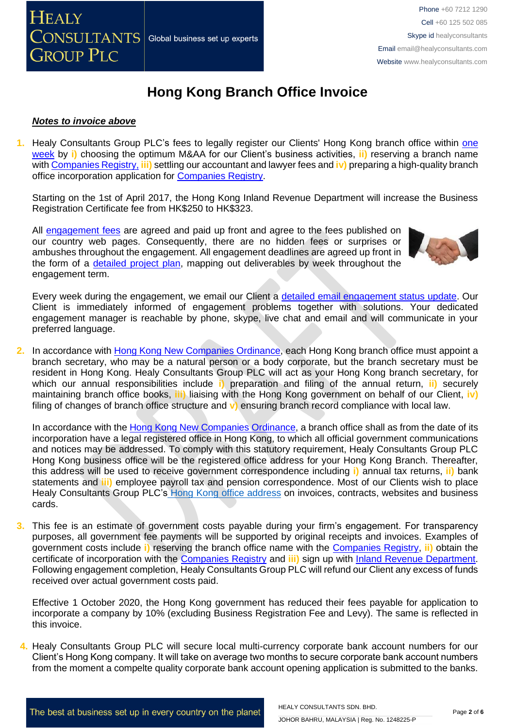# Hong Kong Branch Office Invoice

***Notes to invoice above***

1. Healy Consultants Group PLC's fees to legally register our Clients' Hong Kong branch office within one week by **i)** choosing the optimum M&AA for our Client's business activities, **ii)** reserving a branch name with Companies Registry, **iii)** settling our accountant and lawyer fees and **iv)** preparing a high-quality branch office incorporation application for Companies Registry.

   Starting on the 1st of April 2017, the Hong Kong Inland Revenue Department will increase the Business Registration Certificate fee from HK$250 to HK$323.

   All engagement fees are agreed and paid up front and agree to the fees published on our country web pages. Consequently, there are no hidden fees or surprises or ambushes throughout the engagement. All engagement deadlines are agreed up front in the form of a detailed project plan, mapping out deliverables by week throughout the engagement term.

   Every week during the engagement, we email our Client a detailed email engagement status update. Our Client is immediately informed of engagement problems together with solutions. Your dedicated engagement manager is reachable by phone, skype, live chat and email and will communicate in your preferred language.

2. In accordance with Hong Kong New Companies Ordinance, each Hong Kong branch office must appoint a branch secretary, who may be a natural person or a body corporate, but the branch secretary must be resident in Hong Kong. Healy Consultants Group PLC will act as your Hong Kong branch secretary, for which our annual responsibilities include **i)** preparation and filing of the annual return, **ii)** securely maintaining branch office books, **iii)** liaising with the Hong Kong government on behalf of our Client, **iv)** filing of changes of branch office structure and **v)** ensuring branch record compliance with local law.

   In accordance with the Hong Kong New Companies Ordinance, a branch office shall as from the date of its incorporation have a legal registered office in Hong Kong, to which all official government communications and notices may be addressed. To comply with this statutory requirement, Healy Consultants Group PLC Hong Kong business office will be the registered office address for your Hong Kong Branch. Thereafter, this address will be used to receive government correspondence including **i)** annual tax returns, **ii)** bank statements and **iii)** employee payroll tax and pension correspondence. Most of our Clients wish to place Healy Consultants Group PLC's Hong Kong office address on invoices, contracts, websites and business cards.

3. This fee is an estimate of government costs payable during your firm's engagement. For transparency purposes, all government fee payments will be supported by original receipts and invoices. Examples of government costs include **i)** reserving the branch office name with the Companies Registry, **ii)** obtain the certificate of incorporation with the Companies Registry and **iii)** sign up with Inland Revenue Department. Following engagement completion, Healy Consultants Group PLC will refund our Client any excess of funds received over actual government costs paid.

   Effective 1 October 2020, the Hong Kong government has reduced their fees payable for application to incorporate a company by 10% (excluding Business Registration Fee and Levy). The same is reflected in this invoice.

4. Healy Consultants Group PLC will secure local multi-currency corporate bank account numbers for our Client's Hong Kong company. It will take on average two months to secure corporate bank account numbers from the moment a compelte quality corporate bank account opening application is submitted to the banks.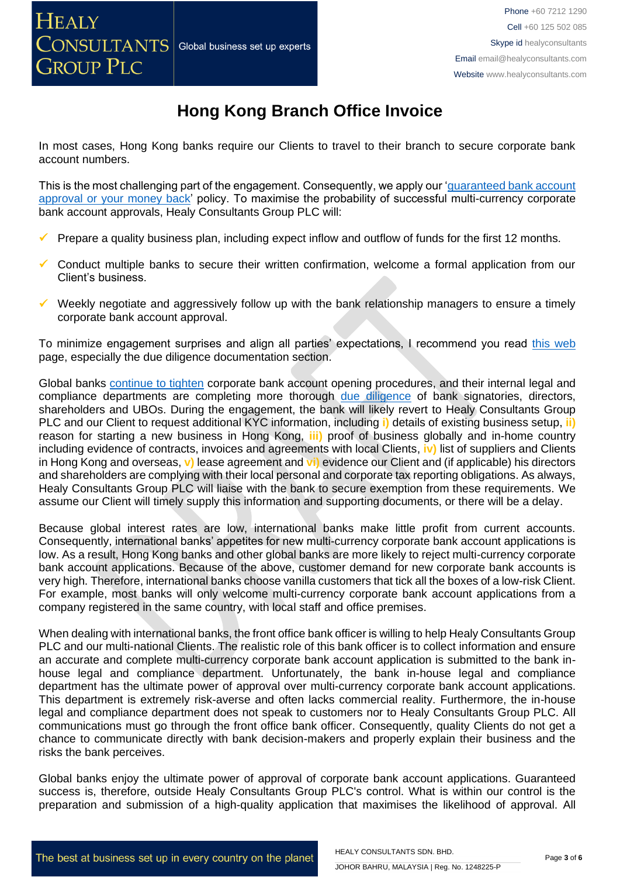# Hong Kong Branch Office Invoice

In most cases, Hong Kong banks require our Clients to travel to their branch to secure corporate bank account numbers.

This is the most challenging part of the engagement. Consequently, we apply our 'guaranteed bank account approval or your money back' policy. To maximise the probability of successful multi-currency corporate bank account approvals, Healy Consultants Group PLC will:

- ✓ Prepare a quality business plan, including expect inflow and outflow of funds for the first 12 months.
- ✓ Conduct multiple banks to secure their written confirmation, welcome a formal application from our Client's business.
- ✓ Weekly negotiate and aggressively follow up with the bank relationship managers to ensure a timely corporate bank account approval.

To minimize engagement surprises and align all parties' expectations, I recommend you read this web page, especially the due diligence documentation section.

Global banks continue to tighten corporate bank account opening procedures, and their internal legal and compliance departments are completing more thorough due diligence of bank signatories, directors, shareholders and UBOs. During the engagement, the bank will likely revert to Healy Consultants Group PLC and our Client to request additional KYC information, including **i)** details of existing business setup, **ii)** reason for starting a new business in Hong Kong, **iii)** proof of business globally and in-home country including evidence of contracts, invoices and agreements with local Clients, **iv)** list of suppliers and Clients in Hong Kong and overseas, **v)** lease agreement and **vi)** evidence our Client and (if applicable) his directors and shareholders are complying with their local personal and corporate tax reporting obligations. As always, Healy Consultants Group PLC will liaise with the bank to secure exemption from these requirements. We assume our Client will timely supply this information and supporting documents, or there will be a delay.

Because global interest rates are low, international banks make little profit from current accounts. Consequently, international banks' appetites for new multi-currency corporate bank account applications is low. As a result, Hong Kong banks and other global banks are more likely to reject multi-currency corporate bank account applications. Because of the above, customer demand for new corporate bank accounts is very high. Therefore, international banks choose vanilla customers that tick all the boxes of a low-risk Client. For example, most banks will only welcome multi-currency corporate bank account applications from a company registered in the same country, with local staff and office premises.

When dealing with international banks, the front office bank officer is willing to help Healy Consultants Group PLC and our multi-national Clients. The realistic role of this bank officer is to collect information and ensure an accurate and complete multi-currency corporate bank account application is submitted to the bank in-house legal and compliance department. Unfortunately, the bank in-house legal and compliance department has the ultimate power of approval over multi-currency corporate bank account applications. This department is extremely risk-averse and often lacks commercial reality. Furthermore, the in-house legal and compliance department does not speak to customers nor to Healy Consultants Group PLC. All communications must go through the front office bank officer. Consequently, quality Clients do not get a chance to communicate directly with bank decision-makers and properly explain their business and the risks the bank perceives.

Global banks enjoy the ultimate power of approval of corporate bank account applications. Guaranteed success is, therefore, outside Healy Consultants Group PLC's control. What is within our control is the preparation and submission of a high-quality application that maximises the likelihood of approval. All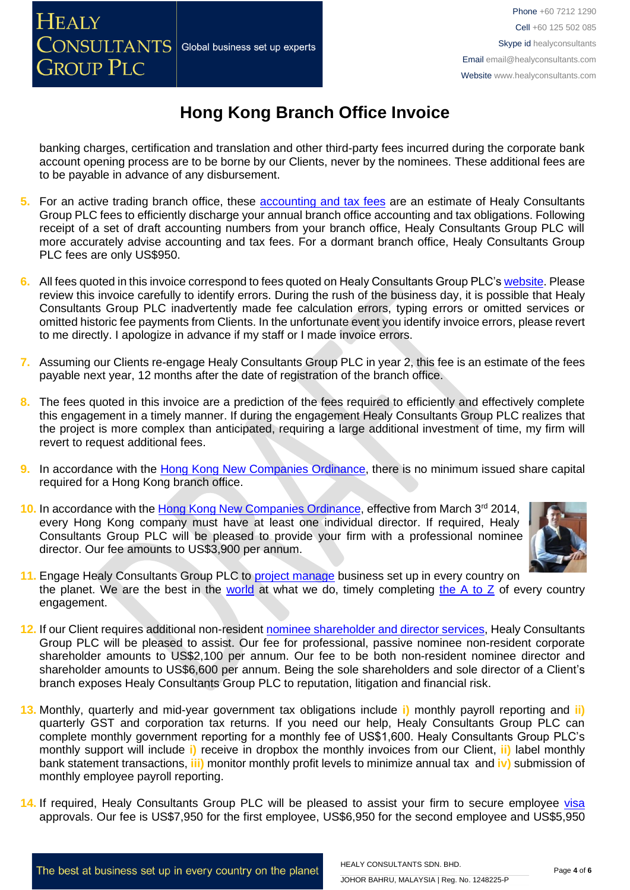# Hong Kong Branch Office Invoice

banking charges, certification and translation and other third-party fees incurred during the corporate bank account opening process are to be borne by our Clients, never by the nominees. These additional fees are to be payable in advance of any disbursement.

5. For an active trading branch office, these accounting and tax fees are an estimate of Healy Consultants Group PLC fees to efficiently discharge your annual branch office accounting and tax obligations. Following receipt of a set of draft accounting numbers from your branch office, Healy Consultants Group PLC will more accurately advise accounting and tax fees. For a dormant branch office, Healy Consultants Group PLC fees are only US$950.

6. All fees quoted in this invoice correspond to fees quoted on Healy Consultants Group PLC's website. Please review this invoice carefully to identify errors. During the rush of the business day, it is possible that Healy Consultants Group PLC inadvertently made fee calculation errors, typing errors or omitted services or omitted historic fee payments from Clients. In the unfortunate event you identify invoice errors, please revert to me directly. I apologize in advance if my staff or I made invoice errors.

7. Assuming our Clients re-engage Healy Consultants Group PLC in year 2, this fee is an estimate of the fees payable next year, 12 months after the date of registration of the branch office.

8. The fees quoted in this invoice are a prediction of the fees required to efficiently and effectively complete this engagement in a timely manner. If during the engagement Healy Consultants Group PLC realizes that the project is more complex than anticipated, requiring a large additional investment of time, my firm will revert to request additional fees.

9. In accordance with the Hong Kong New Companies Ordinance, there is no minimum issued share capital required for a Hong Kong branch office.

10. In accordance with the Hong Kong New Companies Ordinance, effective from March 3rd 2014, every Hong Kong company must have at least one individual director. If required, Healy Consultants Group PLC will be pleased to provide your firm with a professional nominee director. Our fee amounts to US$3,900 per annum.

11. Engage Healy Consultants Group PLC to project manage business set up in every country on the planet. We are the best in the world at what we do, timely completing the A to Z of every country engagement.

12. If our Client requires additional non-resident nominee shareholder and director services, Healy Consultants Group PLC will be pleased to assist. Our fee for professional, passive nominee non-resident corporate shareholder amounts to US$2,100 per annum. Our fee to be both non-resident nominee director and shareholder amounts to US$6,600 per annum. Being the sole shareholders and sole director of a Client's branch exposes Healy Consultants Group PLC to reputation, litigation and financial risk.

13. Monthly, quarterly and mid-year government tax obligations include i) monthly payroll reporting and ii) quarterly GST and corporation tax returns. If you need our help, Healy Consultants Group PLC can complete monthly government reporting for a monthly fee of US$1,600. Healy Consultants Group PLC's monthly support will include i) receive in dropbox the monthly invoices from our Client, ii) label monthly bank statement transactions, iii) monitor monthly profit levels to minimize annual tax and iv) submission of monthly employee payroll reporting.

14. If required, Healy Consultants Group PLC will be pleased to assist your firm to secure employee visa approvals. Our fee is US$7,950 for the first employee, US$6,950 for the second employee and US$5,950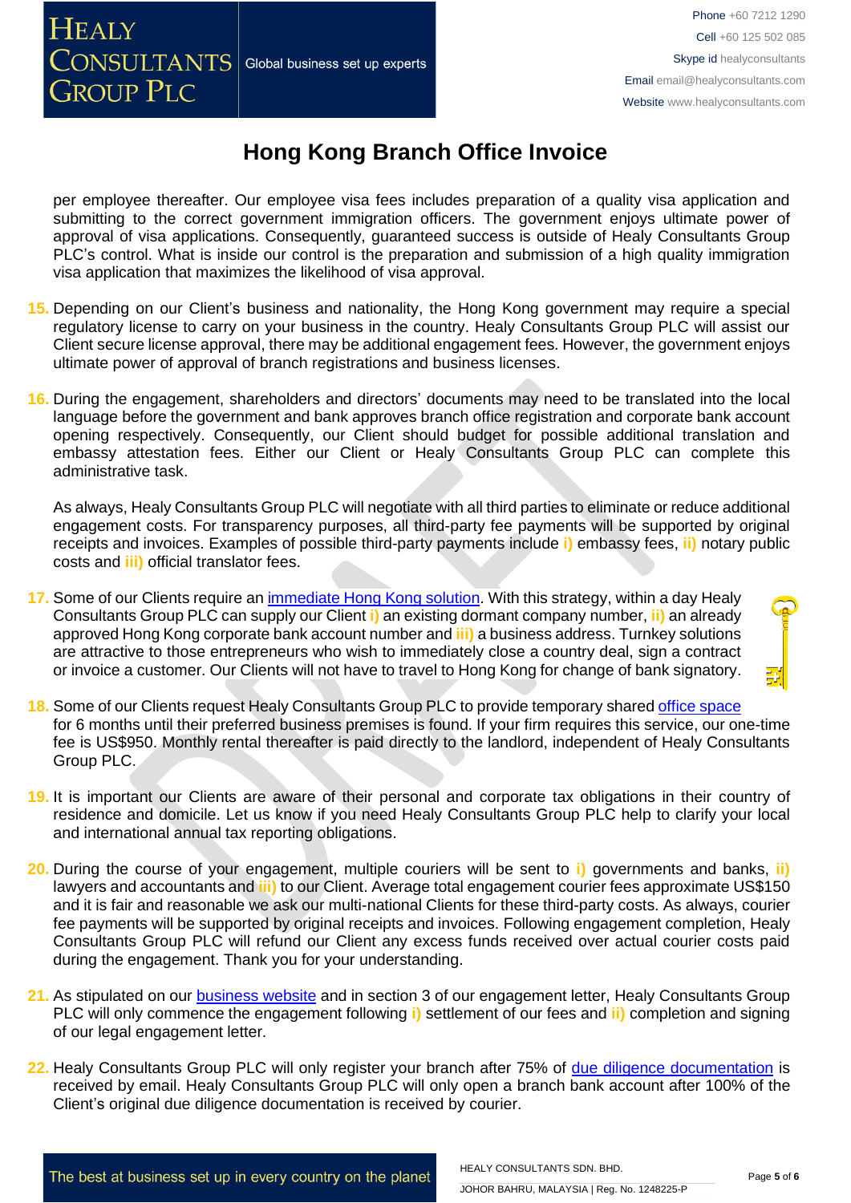# Hong Kong Branch Office Invoice

per employee thereafter. Our employee visa fees includes preparation of a quality visa application and submitting to the correct government immigration officers. The government enjoys ultimate power of approval of visa applications. Consequently, guaranteed success is outside of Healy Consultants Group PLC's control. What is inside our control is the preparation and submission of a high quality immigration visa application that maximizes the likelihood of visa approval.

15. Depending on our Client's business and nationality, the Hong Kong government may require a special regulatory license to carry on your business in the country. Healy Consultants Group PLC will assist our Client secure license approval, there may be additional engagement fees. However, the government enjoys ultimate power of approval of branch registrations and business licenses.

16. During the engagement, shareholders and directors' documents may need to be translated into the local language before the government and bank approves branch office registration and corporate bank account opening respectively. Consequently, our Client should budget for possible additional translation and embassy attestation fees. Either our Client or Healy Consultants Group PLC can complete this administrative task.

    As always, Healy Consultants Group PLC will negotiate with all third parties to eliminate or reduce additional engagement costs. For transparency purposes, all third-party fee payments will be supported by original receipts and invoices. Examples of possible third-party payments include i) embassy fees, ii) notary public costs and iii) official translator fees.

17. Some of our Clients require an [immediate Hong Kong solution](). With this strategy, within a day Healy Consultants Group PLC can supply our Client i) an existing dormant company number, ii) an already approved Hong Kong corporate bank account number and iii) a business address. Turnkey solutions are attractive to those entrepreneurs who wish to immediately close a country deal, sign a contract or invoice a customer. Our Clients will not have to travel to Hong Kong for change of bank signatory.

18. Some of our Clients request Healy Consultants Group PLC to provide temporary shared [office space]() for 6 months until their preferred business premises is found. If your firm requires this service, our one-time fee is US$950. Monthly rental thereafter is paid directly to the landlord, independent of Healy Consultants Group PLC.

19. It is important our Clients are aware of their personal and corporate tax obligations in their country of residence and domicile. Let us know if you need Healy Consultants Group PLC help to clarify your local and international annual tax reporting obligations.

20. During the course of your engagement, multiple couriers will be sent to i) governments and banks, ii) lawyers and accountants and iii) to our Client. Average total engagement courier fees approximate US$150 and it is fair and reasonable we ask our multi-national Clients for these third-party costs. As always, courier fee payments will be supported by original receipts and invoices. Following engagement completion, Healy Consultants Group PLC will refund our Client any excess funds received over actual courier costs paid during the engagement. Thank you for your understanding.

21. As stipulated on our [business website]() and in section 3 of our engagement letter, Healy Consultants Group PLC will only commence the engagement following i) settlement of our fees and ii) completion and signing of our legal engagement letter.

22. Healy Consultants Group PLC will only register your branch after 75% of [due diligence documentation]() is received by email. Healy Consultants Group PLC will only open a branch bank account after 100% of the Client's original due diligence documentation is received by courier.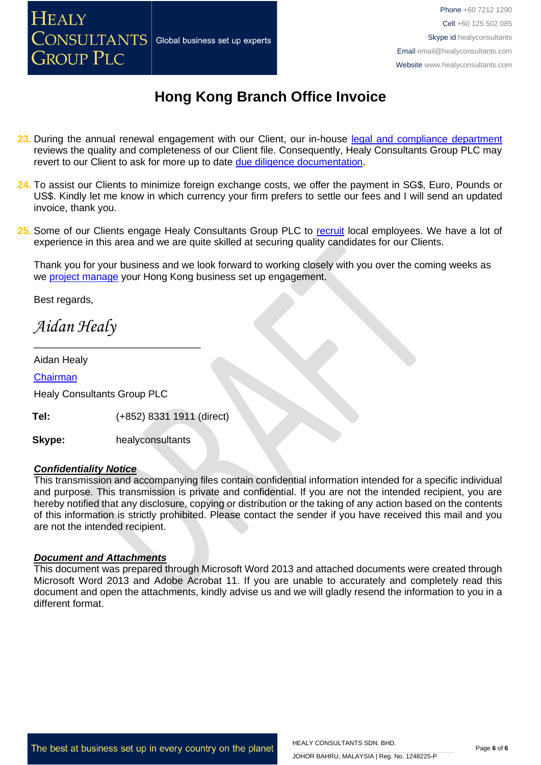# Hong Kong Branch Office Invoice

23. During the annual renewal engagement with our Client, our in-house legal and compliance department reviews the quality and completeness of our Client file. Consequently, Healy Consultants Group PLC may revert to our Client to ask for more up to date due diligence documentation.

24. To assist our Clients to minimize foreign exchange costs, we offer the payment in SG$, Euro, Pounds or US$. Kindly let me know in which currency your firm prefers to settle our fees and I will send an updated invoice, thank you.

25. Some of our Clients engage Healy Consultants Group PLC to recruit local employees. We have a lot of experience in this area and we are quite skilled at securing quality candidates for our Clients.

Thank you for your business and we look forward to working closely with you over the coming weeks as we project manage your Hong Kong business set up engagement.

Best regards,

*Aidan Healy*

_____________________________

Aidan Healy

Chairman

Healy Consultants Group PLC

| | |
|---|---|
| **Tel:** | (+852) 8331 1911 (direct) |
| **Skype:** | healyconsultants |

***Confidentiality Notice***

This transmission and accompanying files contain confidential information intended for a specific individual and purpose. This transmission is private and confidential. If you are not the intended recipient, you are hereby notified that any disclosure, copying or distribution or the taking of any action based on the contents of this information is strictly prohibited. Please contact the sender if you have received this mail and you are not the intended recipient.

***Document and Attachments***

This document was prepared through Microsoft Word 2013 and attached documents were created through Microsoft Word 2013 and Adobe Acrobat 11. If you are unable to accurately and completely read this document and open the attachments, kindly advise us and we will gladly resend the information to you in a different format.